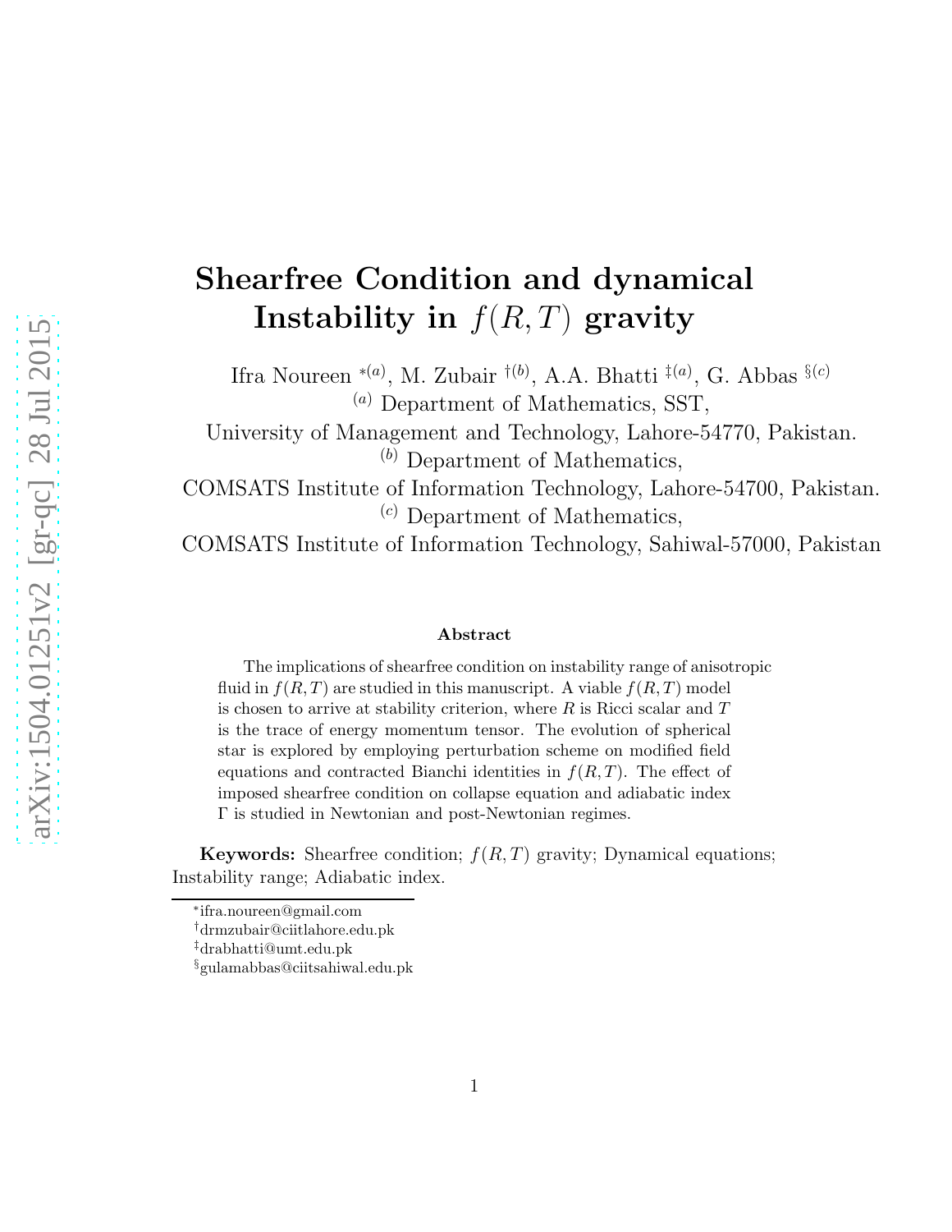# Shearfree Condition and dynamical Instability in $f(R,T)$ gravity

Ifra Noureen [*(a)], M. Zubair [†(b)], A.A. Bhatti [‡(a)], G. Abbas [§(c)]

[(a)] Department of Mathematics, SST,
University of Management and Technology, Lahore-54770, Pakistan.

[(b)] Department of Mathematics,
COMSATS Institute of Information Technology, Lahore-54700, Pakistan.

[(c)] Department of Mathematics,
COMSATS Institute of Information Technology, Sahiwal-57000, Pakistan

### Abstract

The implications of shearfree condition on instability range of anisotropic fluid in $f(R,T)$ are studied in this manuscript. A viable $f(R,T)$ model is chosen to arrive at stability criterion, where $R$ is Ricci scalar and $T$ is the trace of energy momentum tensor. The evolution of spherical star is explored by employing perturbation scheme on modified field equations and contracted Bianchi identities in $f(R,T)$. The effect of imposed shearfree condition on collapse equation and adiabatic index $\Gamma$ is studied in Newtonian and post-Newtonian regimes.

**Keywords:** Shearfree condition; $f(R,T)$ gravity; Dynamical equations; Instability range; Adiabatic index.

---

[*] ifra.noureen@gmail.com
[†] drmzubair@ciitlahore.edu.pk
[‡] drabhatti@umt.edu.pk
[§] gulamabbas@ciitsahiwal.edu.pk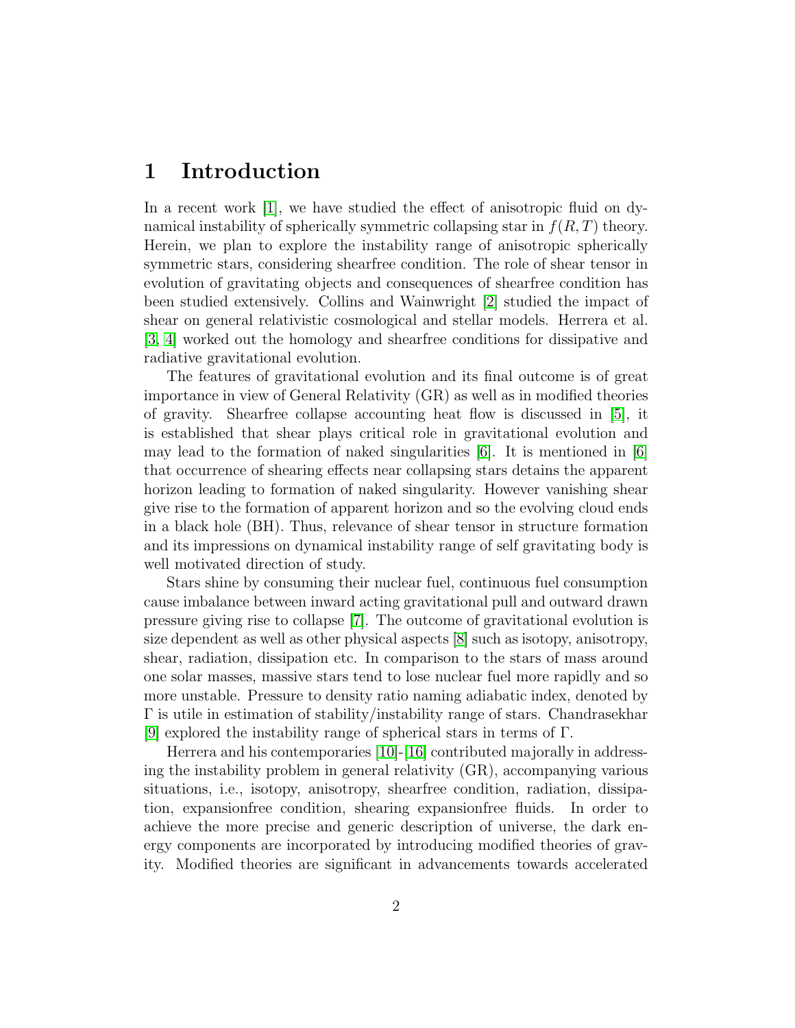# 1 Introduction

In a recent work [1], we have studied the effect of anisotropic fluid on dynamical instability of spherically symmetric collapsing star in $f(R,T)$ theory. Herein, we plan to explore the instability range of anisotropic spherically symmetric stars, considering shearfree condition. The role of shear tensor in evolution of gravitating objects and consequences of shearfree condition has been studied extensively. Collins and Wainwright [2] studied the impact of shear on general relativistic cosmological and stellar models. Herrera et al. [3, 4] worked out the homology and shearfree conditions for dissipative and radiative gravitational evolution.

The features of gravitational evolution and its final outcome is of great importance in view of General Relativity (GR) as well as in modified theories of gravity. Shearfree collapse accounting heat flow is discussed in [5], it is established that shear plays critical role in gravitational evolution and may lead to the formation of naked singularities [6]. It is mentioned in [6] that occurrence of shearing effects near collapsing stars detains the apparent horizon leading to formation of naked singularity. However vanishing shear give rise to the formation of apparent horizon and so the evolving cloud ends in a black hole (BH). Thus, relevance of shear tensor in structure formation and its impressions on dynamical instability range of self gravitating body is well motivated direction of study.

Stars shine by consuming their nuclear fuel, continuous fuel consumption cause imbalance between inward acting gravitational pull and outward drawn pressure giving rise to collapse [7]. The outcome of gravitational evolution is size dependent as well as other physical aspects [8] such as isotopy, anisotropy, shear, radiation, dissipation etc. In comparison to the stars of mass around one solar masses, massive stars tend to lose nuclear fuel more rapidly and so more unstable. Pressure to density ratio naming adiabatic index, denoted by $\Gamma$ is utile in estimation of stability/instability range of stars. Chandrasekhar [9] explored the instability range of spherical stars in terms of $\Gamma$.

Herrera and his contemporaries [10]-[16] contributed majorally in addressing the instability problem in general relativity (GR), accompanying various situations, i.e., isotopy, anisotropy, shearfree condition, radiation, dissipation, expansionfree condition, shearing expansionfree fluids. In order to achieve the more precise and generic description of universe, the dark energy components are incorporated by introducing modified theories of gravity. Modified theories are significant in advancements towards accelerated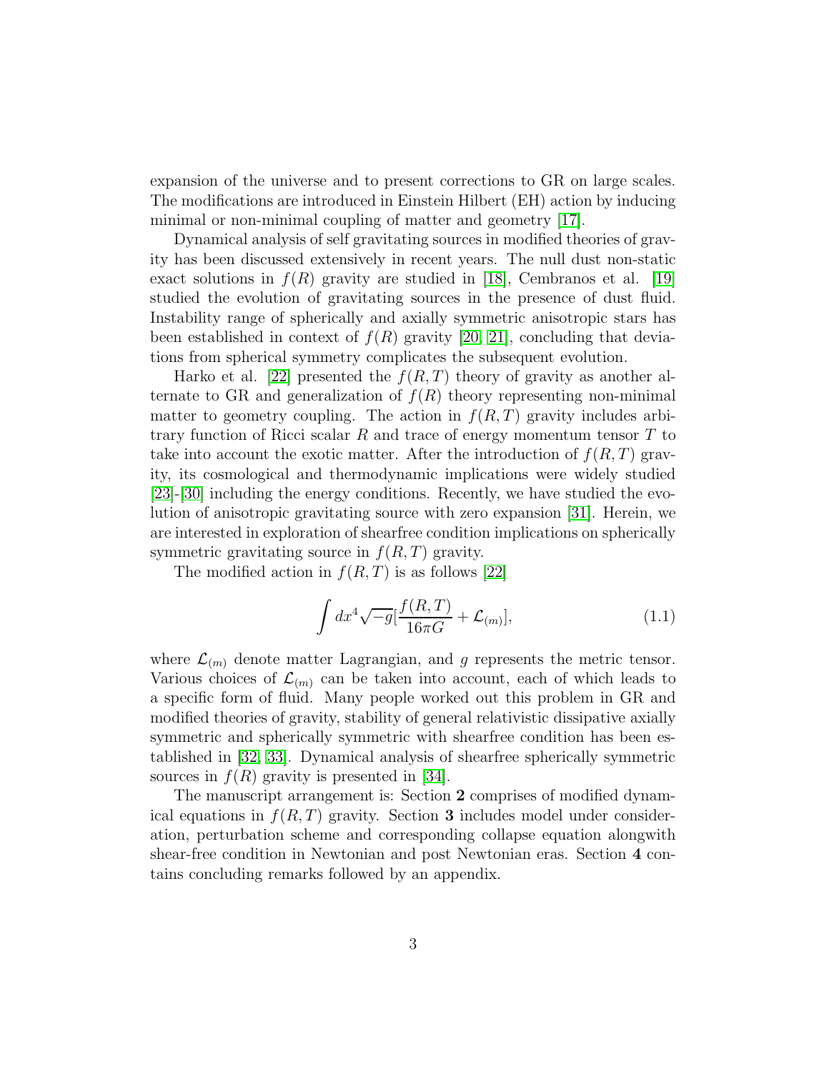expansion of the universe and to present corrections to GR on large scales. The modifications are introduced in Einstein Hilbert (EH) action by inducing minimal or non-minimal coupling of matter and geometry [17].

Dynamical analysis of self gravitating sources in modified theories of gravity has been discussed extensively in recent years. The null dust non-static exact solutions in $f(R)$ gravity are studied in [18], Cembranos et al. [19] studied the evolution of gravitating sources in the presence of dust fluid. Instability range of spherically and axially symmetric anisotropic stars has been established in context of $f(R)$ gravity [20, 21], concluding that deviations from spherical symmetry complicates the subsequent evolution.

Harko et al. [22] presented the $f(R,T)$ theory of gravity as another alternate to GR and generalization of $f(R)$ theory representing non-minimal matter to geometry coupling. The action in $f(R,T)$ gravity includes arbitrary function of Ricci scalar $R$ and trace of energy momentum tensor $T$ to take into account the exotic matter. After the introduction of $f(R,T)$ gravity, its cosmological and thermodynamic implications were widely studied [23]-[30] including the energy conditions. Recently, we have studied the evolution of anisotropic gravitating source with zero expansion [31]. Herein, we are interested in exploration of shearfree condition implications on spherically symmetric gravitating source in $f(R,T)$ gravity.

The modified action in $f(R,T)$ is as follows [22]

$$\int dx^4\sqrt{-g}[\frac{f(R,T)}{16\pi G}+\mathcal{L}_{(m)}], \tag{1.1}$$

where $\mathcal{L}_{(m)}$ denote matter Lagrangian, and $g$ represents the metric tensor. Various choices of $\mathcal{L}_{(m)}$ can be taken into account, each of which leads to a specific form of fluid. Many people worked out this problem in GR and modified theories of gravity, stability of general relativistic dissipative axially symmetric and spherically symmetric with shearfree condition has been established in [32, 33]. Dynamical analysis of shearfree spherically symmetric sources in $f(R)$ gravity is presented in [34].

The manuscript arrangement is: Section **2** comprises of modified dynamical equations in $f(R,T)$ gravity. Section **3** includes model under consideration, perturbation scheme and corresponding collapse equation alongwith shear-free condition in Newtonian and post Newtonian eras. Section **4** contains concluding remarks followed by an appendix.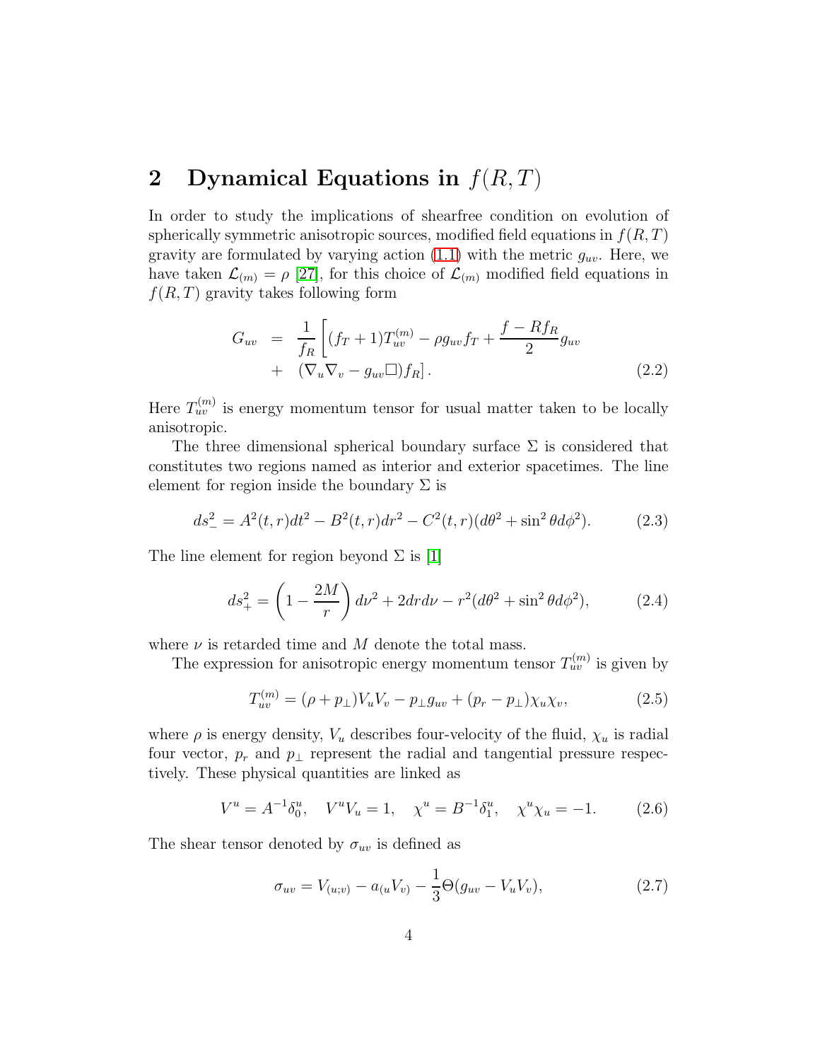## 2 Dynamical Equations in $f(R,T)$

In order to study the implications of shearfree condition on evolution of spherically symmetric anisotropic sources, modified field equations in $f(R,T)$ gravity are formulated by varying action (1.1) with the metric $g_{uv}$. Here, we have taken $\mathcal{L}_{(m)} = \rho$ [27], for this choice of $\mathcal{L}_{(m)}$ modified field equations in $f(R,T)$ gravity takes following form

$$
\begin{aligned}
G_{uv} &= \frac{1}{f_R}\left[(f_T+1)T^{(m)}_{uv} - \rho g_{uv} f_T + \frac{f - R f_R}{2} g_{uv}\right. \\
&+ \left.(\nabla_u \nabla_v - g_{uv}\Box) f_R\right]. \qquad (2.2)
\end{aligned}
$$

Here $T^{(m)}_{uv}$ is energy momentum tensor for usual matter taken to be locally anisotropic.

The three dimensional spherical boundary surface $\Sigma$ is considered that constitutes two regions named as interior and exterior spacetimes. The line element for region inside the boundary $\Sigma$ is

$$
ds^2_- = A^2(t,r)dt^2 - B^2(t,r)dr^2 - C^2(t,r)(d\theta^2 + \sin^2\theta d\phi^2). \qquad (2.3)
$$

The line element for region beyond $\Sigma$ is [1]

$$
ds^2_+ = \left(1 - \frac{2M}{r}\right)d\nu^2 + 2drd\nu - r^2(d\theta^2 + \sin^2\theta d\phi^2), \qquad (2.4)
$$

where $\nu$ is retarded time and $M$ denote the total mass.

The expression for anisotropic energy momentum tensor $T^{(m)}_{uv}$ is given by

$$
T^{(m)}_{uv} = (\rho + p_\perp)V_u V_v - p_\perp g_{uv} + (p_r - p_\perp)\chi_u \chi_v, \qquad (2.5)
$$

where $\rho$ is energy density, $V_u$ describes four-velocity of the fluid, $\chi_u$ is radial four vector, $p_r$ and $p_\perp$ represent the radial and tangential pressure respectively. These physical quantities are linked as

$$
V^u = A^{-1}\delta^u_0, \quad V^u V_u = 1, \quad \chi^u = B^{-1}\delta^u_1, \quad \chi^u \chi_u = -1. \qquad (2.6)
$$

The shear tensor denoted by $\sigma_{uv}$ is defined as

$$
\sigma_{uv} = V_{(u;v)} - a_{(u}V_{v)} - \frac{1}{3}\Theta(g_{uv} - V_u V_v), \qquad (2.7)
$$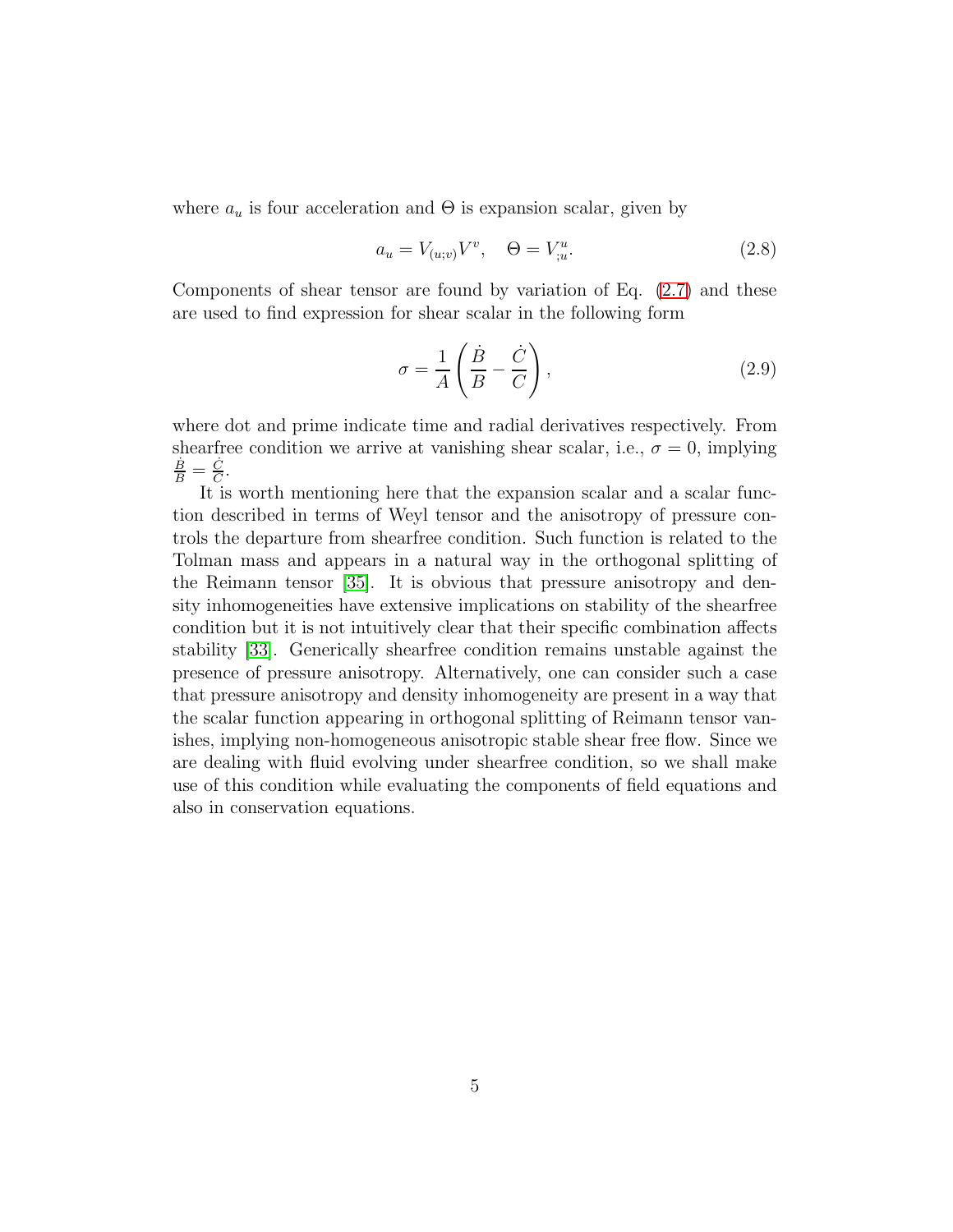where $a_u$ is four acceleration and $\Theta$ is expansion scalar, given by

$$a_u = V_{(u;v)}V^v, \quad \Theta = V^u_{;u}. \tag{2.8}$$

Components of shear tensor are found by variation of Eq. (2.7) and these are used to find expression for shear scalar in the following form

$$\sigma = \frac{1}{A}\left(\frac{\dot{B}}{B} - \frac{\dot{C}}{C}\right), \tag{2.9}$$

where dot and prime indicate time and radial derivatives respectively. From shearfree condition we arrive at vanishing shear scalar, i.e., $\sigma = 0$, implying $\frac{\dot{B}}{B} = \frac{\dot{C}}{C}$.

It is worth mentioning here that the expansion scalar and a scalar function described in terms of Weyl tensor and the anisotropy of pressure controls the departure from shearfree condition. Such function is related to the Tolman mass and appears in a natural way in the orthogonal splitting of the Reimann tensor [35]. It is obvious that pressure anisotropy and density inhomogeneities have extensive implications on stability of the shearfree condition but it is not intuitively clear that their specific combination affects stability [33]. Generically shearfree condition remains unstable against the presence of pressure anisotropy. Alternatively, one can consider such a case that pressure anisotropy and density inhomogeneity are present in a way that the scalar function appearing in orthogonal splitting of Reimann tensor vanishes, implying non-homogeneous anisotropic stable shear free flow. Since we are dealing with fluid evolving under shearfree condition, so we shall make use of this condition while evaluating the components of field equations and also in conservation equations.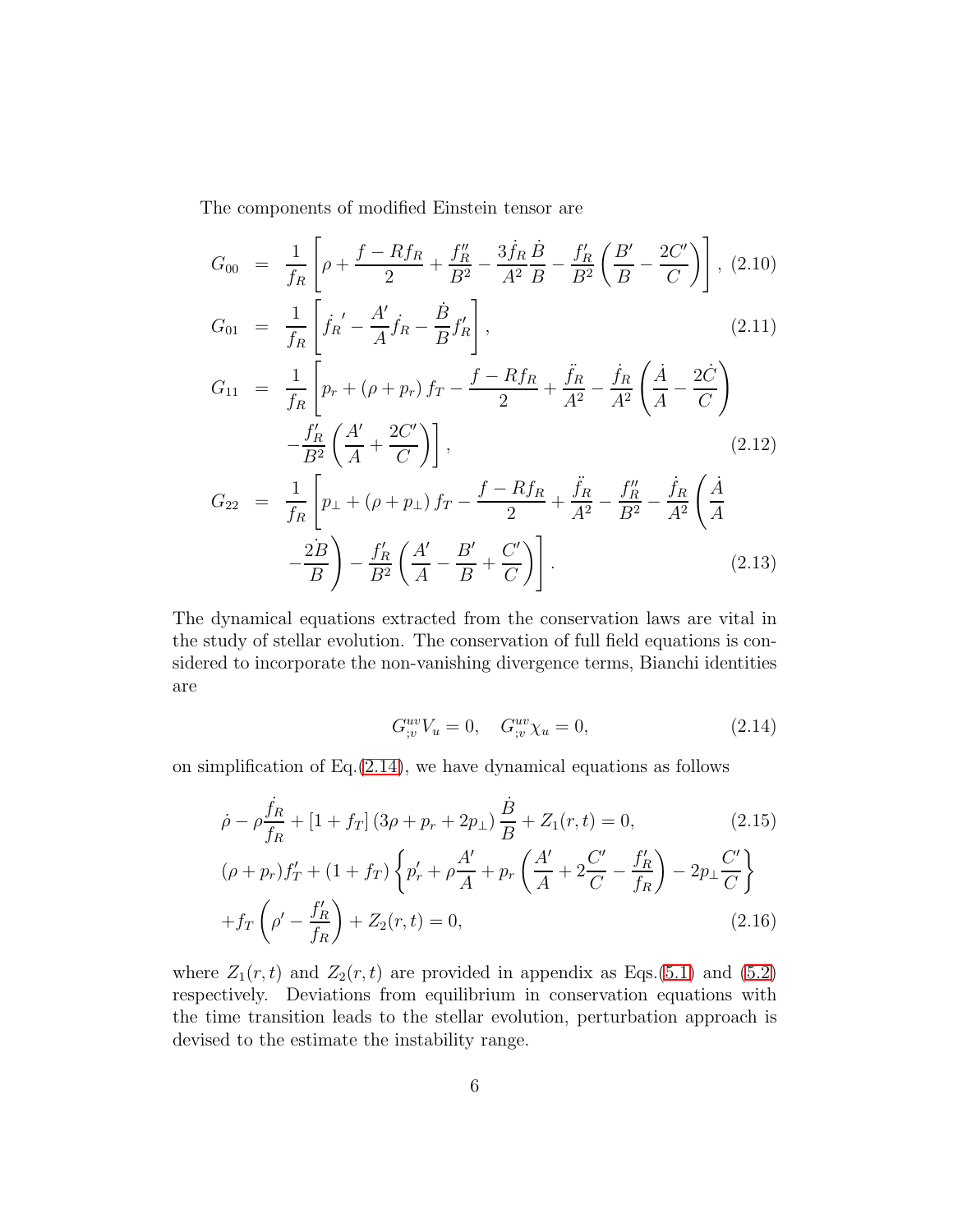The components of modified Einstein tensor are

$$G_{00} = \frac{1}{f_R}\left[\rho + \frac{f - Rf_R}{2} + \frac{f_R''}{B^2} - \frac{3\dot{f}_R}{A^2}\frac{\dot{B}}{B} - \frac{f_R'}{B^2}\left(\frac{B'}{B} - \frac{2C'}{C}\right)\right], \quad (2.10)$$

$$G_{01} = \frac{1}{f_R}\left[\dot{f_R}' - \frac{A'}{A}\dot{f}_R - \frac{\dot{B}}{B}f_R'\right], \quad (2.11)$$

$$G_{11} = \frac{1}{f_R}\left[p_r + (\rho + p_r) f_T - \frac{f - Rf_R}{2} + \frac{\ddot{f}_R}{A^2} - \frac{\dot{f}_R}{A^2}\left(\frac{\dot{A}}{A} - \frac{2\dot{C}}{C}\right) - \frac{f_R'}{B^2}\left(\frac{A'}{A} + \frac{2C'}{C}\right)\right], \quad (2.12)$$

$$G_{22} = \frac{1}{f_R}\left[p_\perp + (\rho + p_\perp) f_T - \frac{f - Rf_R}{2} + \frac{\ddot{f}_R}{A^2} - \frac{f_R''}{B^2} - \frac{\dot{f}_R}{A^2}\left(\frac{\dot{A}}{A} - \frac{2\dot{B}}{B}\right) - \frac{f_R'}{B^2}\left(\frac{A'}{A} - \frac{B'}{B} + \frac{C'}{C}\right)\right]. \quad (2.13)$$

The dynamical equations extracted from the conservation laws are vital in the study of stellar evolution. The conservation of full field equations is considered to incorporate the non-vanishing divergence terms, Bianchi identities are

$$G^{uv}_{;v}V_u = 0, \quad G^{uv}_{;v}\chi_u = 0, \quad (2.14)$$

on simplification of Eq.(2.14), we have dynamical equations as follows

$$\dot{\rho} - \rho\frac{\dot{f}_R}{f_R} + [1 + f_T]\left(3\rho + p_r + 2p_\perp\right)\frac{\dot{B}}{B} + Z_1(r,t) = 0, \quad (2.15)$$

$$(\rho + p_r)f_T' + (1 + f_T)\left\{p_r' + \rho\frac{A'}{A} + p_r\left(\frac{A'}{A} + 2\frac{C'}{C} - \frac{f_R'}{f_R}\right) - 2p_\perp\frac{C'}{C}\right\} + f_T\left(\rho' - \frac{f_R'}{f_R}\right) + Z_2(r,t) = 0, \quad (2.16)$$

where $Z_1(r,t)$ and $Z_2(r,t)$ are provided in appendix as Eqs.(5.1) and (5.2) respectively. Deviations from equilibrium in conservation equations with the time transition leads to the stellar evolution, perturbation approach is devised to the estimate the instability range.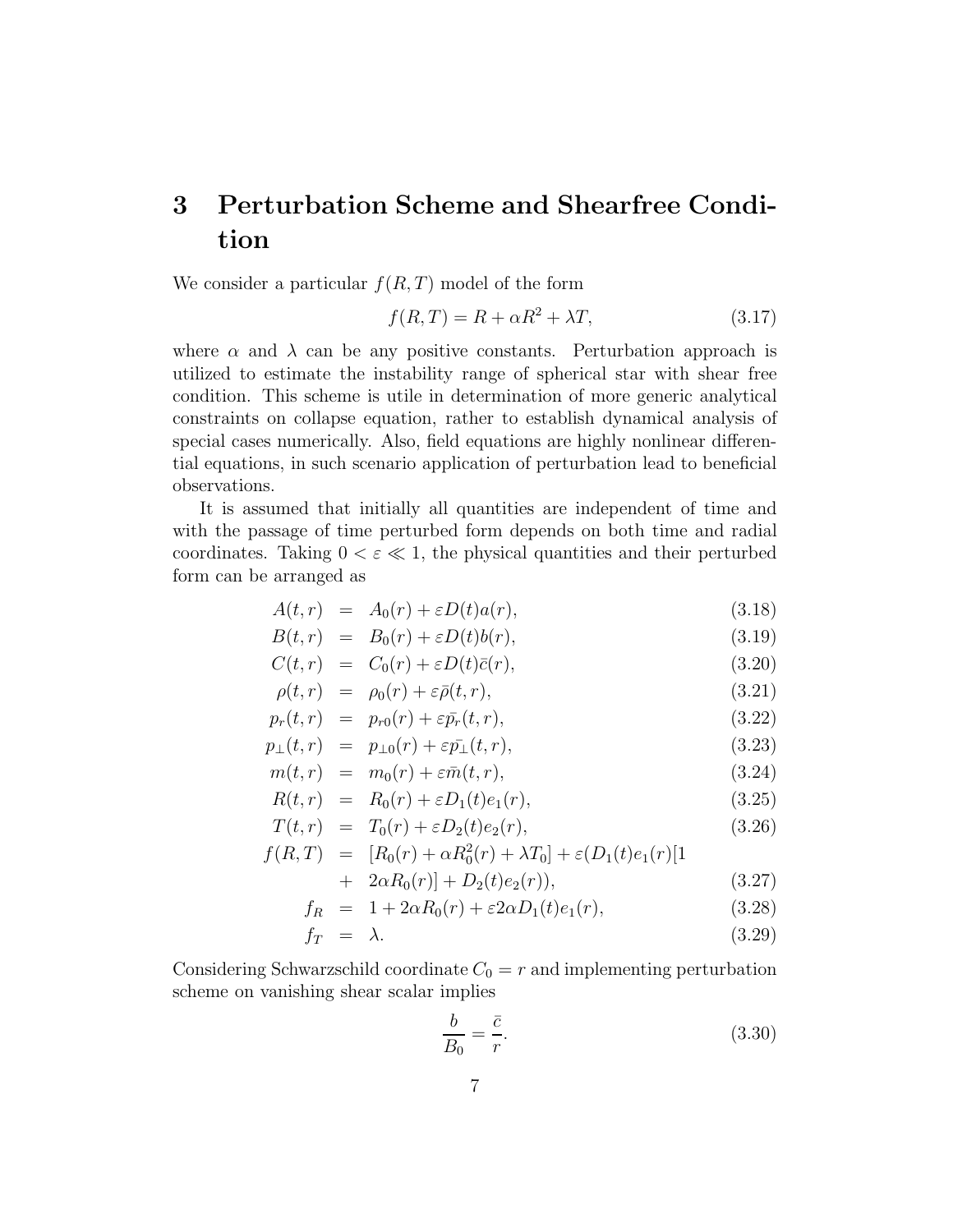# 3 Perturbation Scheme and Shearfree Condition

We consider a particular $f(R,T)$ model of the form

$$f(R,T) = R + \alpha R^2 + \lambda T, \tag{3.17}$$

where $\alpha$ and $\lambda$ can be any positive constants. Perturbation approach is utilized to estimate the instability range of spherical star with shear free condition. This scheme is utile in determination of more generic analytical constraints on collapse equation, rather to establish dynamical analysis of special cases numerically. Also, field equations are highly nonlinear differential equations, in such scenario application of perturbation lead to beneficial observations.

It is assumed that initially all quantities are independent of time and with the passage of time perturbed form depends on both time and radial coordinates. Taking $0 < \varepsilon \ll 1$, the physical quantities and their perturbed form can be arranged as

$$A(t,r) = A_0(r) + \varepsilon D(t) a(r), \tag{3.18}$$

$$B(t,r) = B_0(r) + \varepsilon D(t) b(r), \tag{3.19}$$

$$C(t,r) = C_0(r) + \varepsilon D(t) \bar{c}(r), \tag{3.20}$$

$$\rho(t,r) = \rho_0(r) + \varepsilon \bar{\rho}(t,r), \tag{3.21}$$

$$p_r(t,r) = p_{r0}(r) + \varepsilon \bar{p_r}(t,r), \tag{3.22}$$

$$p_\perp(t,r) = p_{\perp 0}(r) + \varepsilon \bar{p_\perp}(t,r), \tag{3.23}$$

$$m(t,r) = m_0(r) + \varepsilon \bar{m}(t,r), \tag{3.24}$$

$$R(t,r) = R_0(r) + \varepsilon D_1(t) e_1(r), \tag{3.25}$$

$$T(t,r) = T_0(r) + \varepsilon D_2(t) e_2(r), \tag{3.26}$$

$$f(R,T) = [R_0(r) + \alpha R_0^2(r) + \lambda T_0] + \varepsilon (D_1(t) e_1(r)[1 + 2\alpha R_0(r)] + D_2(t) e_2(r)), \tag{3.27}$$

$$f_R = 1 + 2\alpha R_0(r) + \varepsilon 2\alpha D_1(t) e_1(r), \tag{3.28}$$

$$f_T = \lambda. \tag{3.29}$$

Considering Schwarzschild coordinate $C_0 = r$ and implementing perturbation scheme on vanishing shear scalar implies

$$\frac{b}{B_0} = \frac{\bar{c}}{r}. \tag{3.30}$$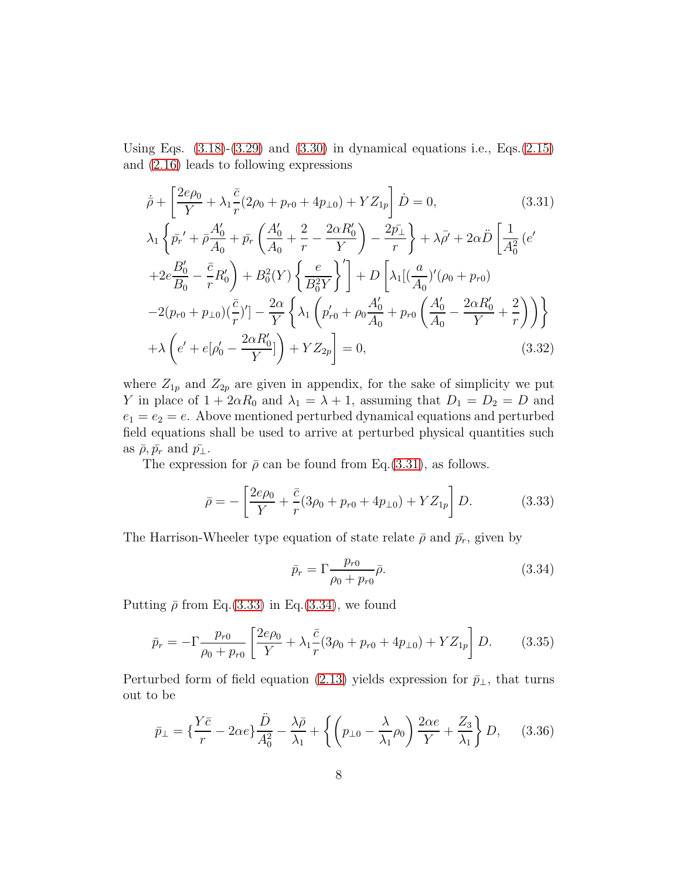Using Eqs. (3.18)-(3.29) and (3.30) in dynamical equations i.e., Eqs.(2.15) and (2.16) leads to following expressions

$$\dot{\bar{\rho}} + \left[\frac{2e\rho_0}{Y} + \lambda_1\frac{\bar{c}}{r}(2\rho_0 + p_{r0} + 4p_{\perp 0}) + YZ_{1p}\right]\dot{D} = 0, \tag{3.31}$$

$$\begin{aligned}
&\lambda_1\left\{\bar{p_r}' + \bar{\rho}\frac{A_0'}{A_0} + \bar{p_r}\left(\frac{A_0'}{A_0} + \frac{2}{r} - \frac{2\alpha R_0'}{Y}\right) - \frac{2\bar{p_\perp}}{r}\right\} + \lambda\bar{\rho}' + 2\alpha\ddot{D}\left[\frac{1}{A_0^2}\left(e'\right.\right.\\
&\left.\left.+2e\frac{B_0'}{B_0} - \frac{\bar{c}}{r}R_0'\right) + B_0^2(Y)\left\{\frac{e}{B_0^2 Y}\right\}'\right] + D\left[\lambda_1[(\frac{a}{A_0})'(\rho_0 + p_{r0})\right.\\
&-2(p_{r0} + p_{\perp 0})(\frac{\bar{c}}{r})'] - \frac{2\alpha}{Y}\left\{\lambda_1\left(p_{r0}' + \rho_0\frac{A_0'}{A_0} + p_{r0}\left(\frac{A_0'}{A_0} - \frac{2\alpha R_0'}{Y} + \frac{2}{r}\right)\right)\right\}\\
&\left.+\lambda\left(e' + e[\rho_0' - \frac{2\alpha R_0'}{Y}]\right) + YZ_{2p}\right] = 0,
\end{aligned} \tag{3.32}$$

where $Z_{1p}$ and $Z_{2p}$ are given in appendix, for the sake of simplicity we put $Y$ in place of $1 + 2\alpha R_0$ and $\lambda_1 = \lambda + 1$, assuming that $D_1 = D_2 = D$ and $e_1 = e_2 = e$. Above mentioned perturbed dynamical equations and perturbed field equations shall be used to arrive at perturbed physical quantities such as $\bar{\rho}, \bar{p_r}$ and $\bar{p_\perp}$.

The expression for $\bar{\rho}$ can be found from Eq.(3.31), as follows.

$$\bar{\rho} = -\left[\frac{2e\rho_0}{Y} + \frac{\bar{c}}{r}(3\rho_0 + p_{r0} + 4p_{\perp 0}) + YZ_{1p}\right]D. \tag{3.33}$$

The Harrison-Wheeler type equation of state relate $\bar{\rho}$ and $\bar{p_r}$, given by

$$\bar{p_r} = \Gamma\frac{p_{r0}}{\rho_0 + p_{r0}}\bar{\rho}. \tag{3.34}$$

Putting $\bar{\rho}$ from Eq.(3.33) in Eq.(3.34), we found

$$\bar{p_r} = -\Gamma\frac{p_{r0}}{\rho_0 + p_{r0}}\left[\frac{2e\rho_0}{Y} + \lambda_1\frac{\bar{c}}{r}(3\rho_0 + p_{r0} + 4p_{\perp 0}) + YZ_{1p}\right]D. \tag{3.35}$$

Perturbed form of field equation (2.13) yields expression for $\bar{p}_\perp$, that turns out to be

$$\bar{p}_\perp = \left\{\frac{Y\bar{c}}{r} - 2\alpha e\right\}\frac{\ddot{D}}{A_0^2} - \frac{\lambda\bar{\rho}}{\lambda_1} + \left\{\left(p_{\perp 0} - \frac{\lambda}{\lambda_1}\rho_0\right)\frac{2\alpha e}{Y} + \frac{Z_3}{\lambda_1}\right\}D, \tag{3.36}$$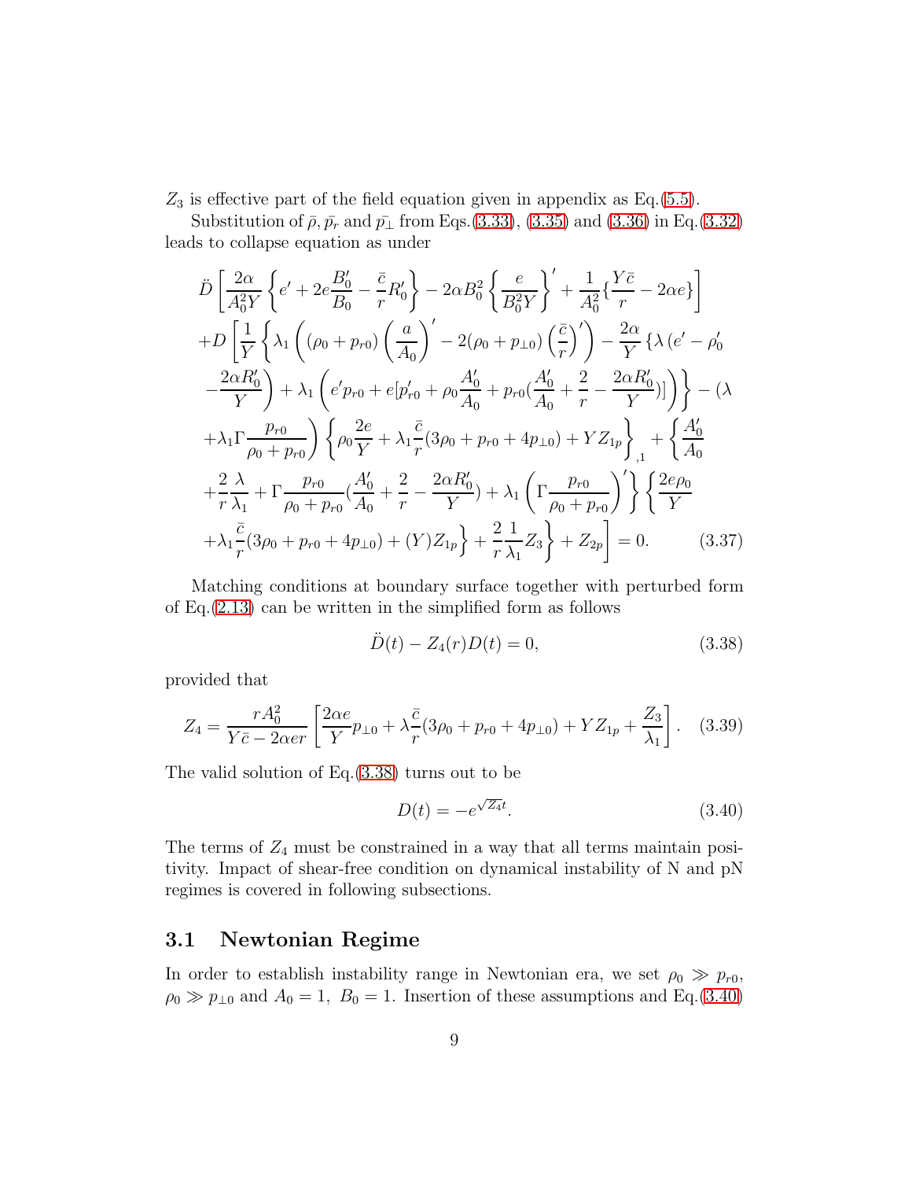$Z_3$ is effective part of the field equation given in appendix as Eq.(5.5).

Substitution of $\bar{\rho}, \bar{p_r}$ and $\bar{p_\perp}$ from Eqs.(3.33), (3.35) and (3.36) in Eq.(3.32) leads to collapse equation as under

$$
\begin{aligned}
&\ddot{D}\left[\frac{2\alpha}{A_0^2 Y}\left\{e' + 2e\frac{B_0'}{B_0} - \frac{\bar{c}}{r}R_0'\right\} - 2\alpha B_0^2\left\{\frac{e}{B_0^2 Y}\right\}' + \frac{1}{A_0^2}\{\frac{Y\bar{c}}{r} - 2\alpha e\}\right] \\
&+D\left[\frac{1}{Y}\left\{\lambda_1\left((\rho_0 + p_{r0})\left(\frac{a}{A_0}\right)' - 2(\rho_0 + p_{\perp 0})\left(\frac{\bar{c}}{r}\right)'\right) - \frac{2\alpha}{Y}\left\{\lambda\left(e' - \rho_0'\right.\right.\right.\right. \\
&\left.\left.\left.- \frac{2\alpha R_0'}{Y}\right) + \lambda_1\left(e' p_{r0} + e[p_{r0}' + \rho_0\frac{A_0'}{A_0} + p_{r0}(\frac{A_0'}{A_0} + \frac{2}{r} - \frac{2\alpha R_0'}{Y})]\right)\right\} - (\lambda \\
&+ \lambda_1\Gamma\frac{p_{r0}}{\rho_0 + p_{r0}}\Big)\left\{\rho_0\frac{2e}{Y} + \lambda_1\frac{\bar{c}}{r}(3\rho_0 + p_{r0} + 4p_{\perp 0}) + YZ_{1p}\right\}_{,1} + \left\{\frac{A_0'}{A_0}\right. \\
&+ \frac{2}{r}\frac{\lambda}{\lambda_1} + \Gamma\frac{p_{r0}}{\rho_0 + p_{r0}}(\frac{A_0'}{A_0} + \frac{2}{r} - \frac{2\alpha R_0'}{Y}) + \lambda_1\left(\Gamma\frac{p_{r0}}{\rho_0 + p_{r0}}\right)'\Big\}\left\{\frac{2e\rho_0}{Y}\right. \\
&\left.\left.+ \lambda_1\frac{\bar{c}}{r}(3\rho_0 + p_{r0} + 4p_{\perp 0}) + (Y)Z_{1p}\right\} + \frac{2}{r}\frac{1}{\lambda_1}Z_3\right\} + Z_{2p}\Big] = 0. \qquad (3.37)
\end{aligned}
$$

Matching conditions at boundary surface together with perturbed form of Eq.(2.13) can be written in the simplified form as follows

$$
\ddot{D}(t) - Z_4(r)D(t) = 0, \qquad (3.38)
$$

provided that

$$
Z_4 = \frac{rA_0^2}{Y\bar{c} - 2\alpha e r}\left[\frac{2\alpha e}{Y}p_{\perp 0} + \lambda\frac{\bar{c}}{r}(3\rho_0 + p_{r0} + 4p_{\perp 0}) + YZ_{1p} + \frac{Z_3}{\lambda_1}\right]. \qquad (3.39)
$$

The valid solution of Eq.(3.38) turns out to be

$$
D(t) = -e^{\sqrt{Z_4}t}. \qquad (3.40)
$$

The terms of $Z_4$ must be constrained in a way that all terms maintain positivity. Impact of shear-free condition on dynamical instability of N and pN regimes is covered in following subsections.

### 3.1 Newtonian Regime

In order to establish instability range in Newtonian era, we set $\rho_0 \gg p_{r0}$, $\rho_0 \gg p_{\perp 0}$ and $A_0 = 1,\ B_0 = 1$. Insertion of these assumptions and Eq.(3.40)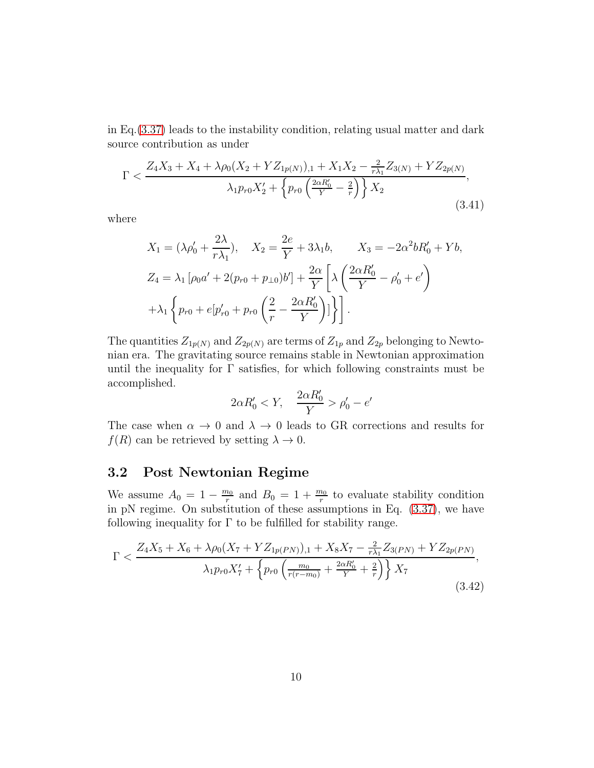in Eq.(3.37) leads to the instability condition, relating usual matter and dark source contribution as under

$$\Gamma < \frac{Z_4X_3 + X_4 + \lambda\rho_0(X_2 + YZ_{1p(N)})_{,1} + X_1X_2 - \frac{2}{r\lambda_1}Z_{3(N)} + YZ_{2p(N)}}{\lambda_1 p_{r0}X_2' + \left\{p_{r0}\left(\frac{2\alpha R_0'}{Y} - \frac{2}{r}\right)\right\}X_2}, \tag{3.41}$$

where

$$X_1 = (\lambda\rho_0' + \frac{2\lambda}{r\lambda_1}), \quad X_2 = \frac{2e}{Y} + 3\lambda_1 b, \qquad X_3 = -2\alpha^2 bR_0' + Yb,$$

$$Z_4 = \lambda_1\left[\rho_0 a' + 2(p_{r0} + p_{\perp 0})b'\right] + \frac{2\alpha}{Y}\left[\lambda\left(\frac{2\alpha R_0'}{Y} - \rho_0' + e'\right)\right.$$

$$\left. + \lambda_1\left\{p_{r0} + e[p_{r0}' + p_{r0}\left(\frac{2}{r} - \frac{2\alpha R_0'}{Y}\right)]\right\}\right].$$

The quantities $Z_{1p(N)}$ and $Z_{2p(N)}$ are terms of $Z_{1p}$ and $Z_{2p}$ belonging to Newtonian era. The gravitating source remains stable in Newtonian approximation until the inequality for $\Gamma$ satisfies, for which following constraints must be accomplished.

$$2\alpha R_0' < Y, \quad \frac{2\alpha R_0'}{Y} > \rho_0' - e'$$

The case when $\alpha \to 0$ and $\lambda \to 0$ leads to GR corrections and results for $f(R)$ can be retrieved by setting $\lambda \to 0$.

## 3.2 Post Newtonian Regime

We assume $A_0 = 1 - \frac{m_0}{r}$ and $B_0 = 1 + \frac{m_0}{r}$ to evaluate stability condition in pN regime. On substitution of these assumptions in Eq. (3.37), we have following inequality for $\Gamma$ to be fulfilled for stability range.

$$\Gamma < \frac{Z_4X_5 + X_6 + \lambda\rho_0(X_7 + YZ_{1p(PN)})_{,1} + X_8X_7 - \frac{2}{r\lambda_1}Z_{3(PN)} + YZ_{2p(PN)}}{\lambda_1 p_{r0}X_7' + \left\{p_{r0}\left(\frac{m_0}{r(r-m_0)} + \frac{2\alpha R_0'}{Y} + \frac{2}{r}\right)\right\}X_7}, \tag{3.42}$$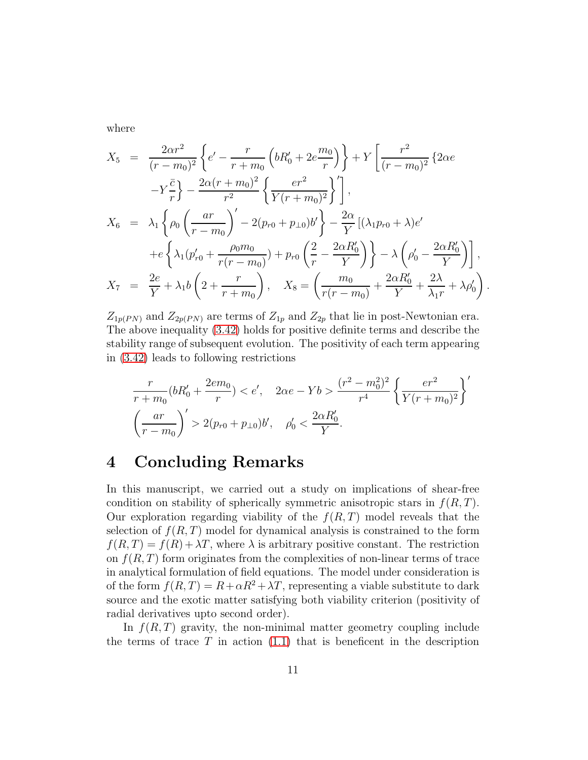where

$$
\begin{aligned}
X_5 &= \frac{2\alpha r^2}{(r-m_0)^2}\left\{e' - \frac{r}{r+m_0}\left(bR_0' + 2e\frac{m_0}{r}\right)\right\} + Y\left[\frac{r^2}{(r-m_0)^2}\{2\alpha e \right.\\
&\quad \left. -Y\frac{\bar{c}}{r}\right\} - \frac{2\alpha(r+m_0)^2}{r^2}\left\{\frac{er^2}{Y(r+m_0)^2}\right\}'\Bigg],\\
X_6 &= \lambda_1\left\{\rho_0\left(\frac{ar}{r-m_0}\right)' - 2(p_{r0}+p_{\perp 0})b'\right\} - \frac{2\alpha}{Y}\left[(\lambda_1 p_{r0}+\lambda)e'\right.\\
&\quad \left. + e\left\{\lambda_1(p_{r0}' + \frac{\rho_0 m_0}{r(r-m_0)}) + p_{r0}\left(\frac{2}{r} - \frac{2\alpha R_0'}{Y}\right)\right\} - \lambda\left(\rho_0' - \frac{2\alpha R_0'}{Y}\right)\right],\\
X_7 &= \frac{2e}{Y} + \lambda_1 b\left(2 + \frac{r}{r+m_0}\right), \quad X_8 = \left(\frac{m_0}{r(r-m_0)} + \frac{2\alpha R_0'}{Y} + \frac{2\lambda}{\lambda_1 r} + \lambda\rho_0'\right).
\end{aligned}
$$

$Z_{1p(PN)}$ and $Z_{2p(PN)}$ are terms of $Z_{1p}$ and $Z_{2p}$ that lie in post-Newtonian era. The above inequality (3.42) holds for positive definite terms and describe the stability range of subsequent evolution. The positivity of each term appearing in (3.42) leads to following restrictions

$$
\begin{aligned}
&\frac{r}{r+m_0}(bR_0' + \frac{2em_0}{r}) < e', \quad 2\alpha e - Yb > \frac{(r^2-m_0^2)^2}{r^4}\left\{\frac{er^2}{Y(r+m_0)^2}\right\}'\\
&\left(\frac{ar}{r-m_0}\right)' > 2(p_{r0}+p_{\perp 0})b', \quad \rho_0' < \frac{2\alpha R_0'}{Y}.
\end{aligned}
$$

# 4 Concluding Remarks

In this manuscript, we carried out a study on implications of shear-free condition on stability of spherically symmetric anisotropic stars in $f(R,T)$. Our exploration regarding viability of the $f(R,T)$ model reveals that the selection of $f(R,T)$ model for dynamical analysis is constrained to the form $f(R,T) = f(R) + \lambda T$, where $\lambda$ is arbitrary positive constant. The restriction on $f(R,T)$ form originates from the complexities of non-linear terms of trace in analytical formulation of field equations. The model under consideration is of the form $f(R,T) = R + \alpha R^2 + \lambda T$, representing a viable substitute to dark source and the exotic matter satisfying both viability criterion (positivity of radial derivatives upto second order).

In $f(R,T)$ gravity, the non-minimal matter geometry coupling include the terms of trace $T$ in action (1.1) that is beneficent in the description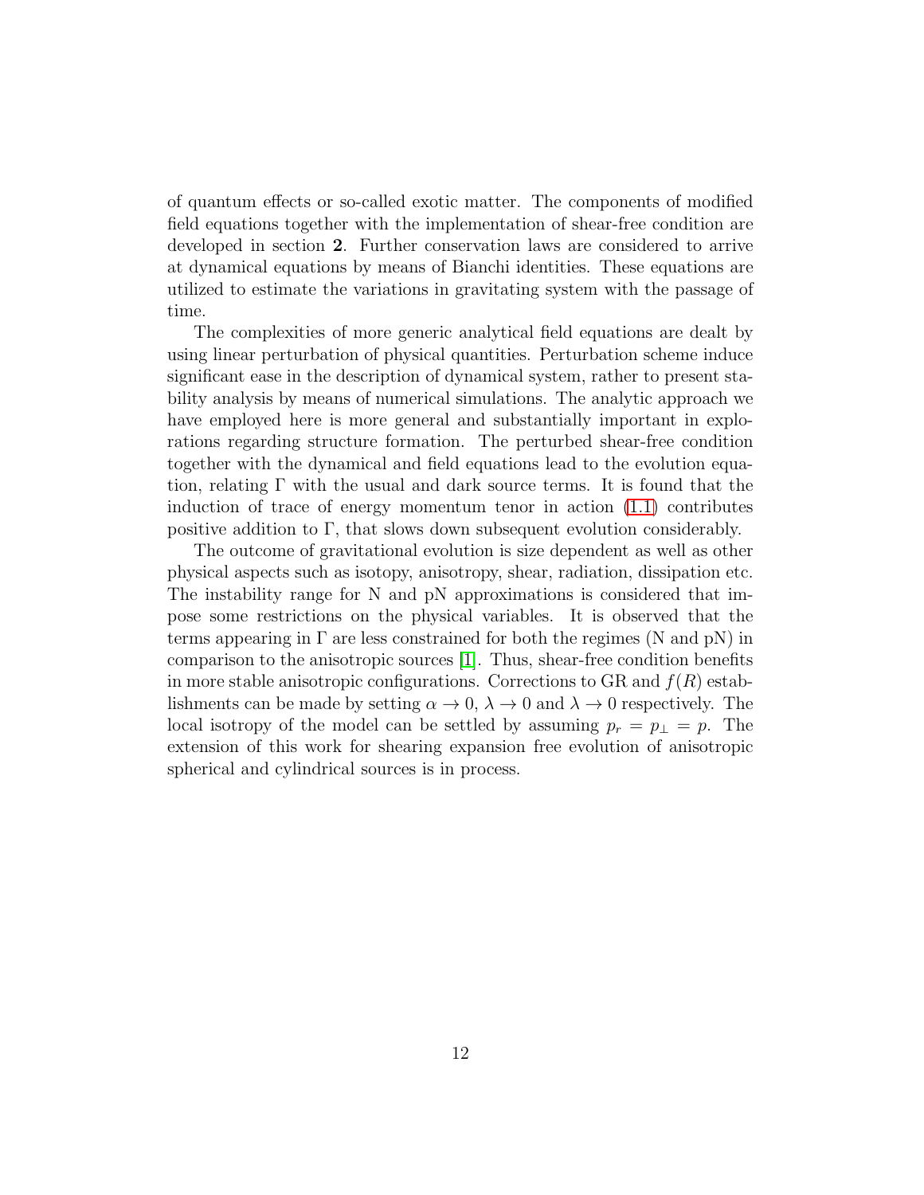of quantum effects or so-called exotic matter. The components of modified field equations together with the implementation of shear-free condition are developed in section **2**. Further conservation laws are considered to arrive at dynamical equations by means of Bianchi identities. These equations are utilized to estimate the variations in gravitating system with the passage of time.

The complexities of more generic analytical field equations are dealt by using linear perturbation of physical quantities. Perturbation scheme induce significant ease in the description of dynamical system, rather to present stability analysis by means of numerical simulations. The analytic approach we have employed here is more general and substantially important in explorations regarding structure formation. The perturbed shear-free condition together with the dynamical and field equations lead to the evolution equation, relating $\Gamma$ with the usual and dark source terms. It is found that the induction of trace of energy momentum tenor in action (1.1) contributes positive addition to $\Gamma$, that slows down subsequent evolution considerably.

The outcome of gravitational evolution is size dependent as well as other physical aspects such as isotopy, anisotropy, shear, radiation, dissipation etc. The instability range for N and pN approximations is considered that impose some restrictions on the physical variables. It is observed that the terms appearing in $\Gamma$ are less constrained for both the regimes (N and pN) in comparison to the anisotropic sources [1]. Thus, shear-free condition benefits in more stable anisotropic configurations. Corrections to GR and $f(R)$ establishments can be made by setting $\alpha \to 0$, $\lambda \to 0$ and $\lambda \to 0$ respectively. The local isotropy of the model can be settled by assuming $p_r = p_\perp = p$. The extension of this work for shearing expansion free evolution of anisotropic spherical and cylindrical sources is in process.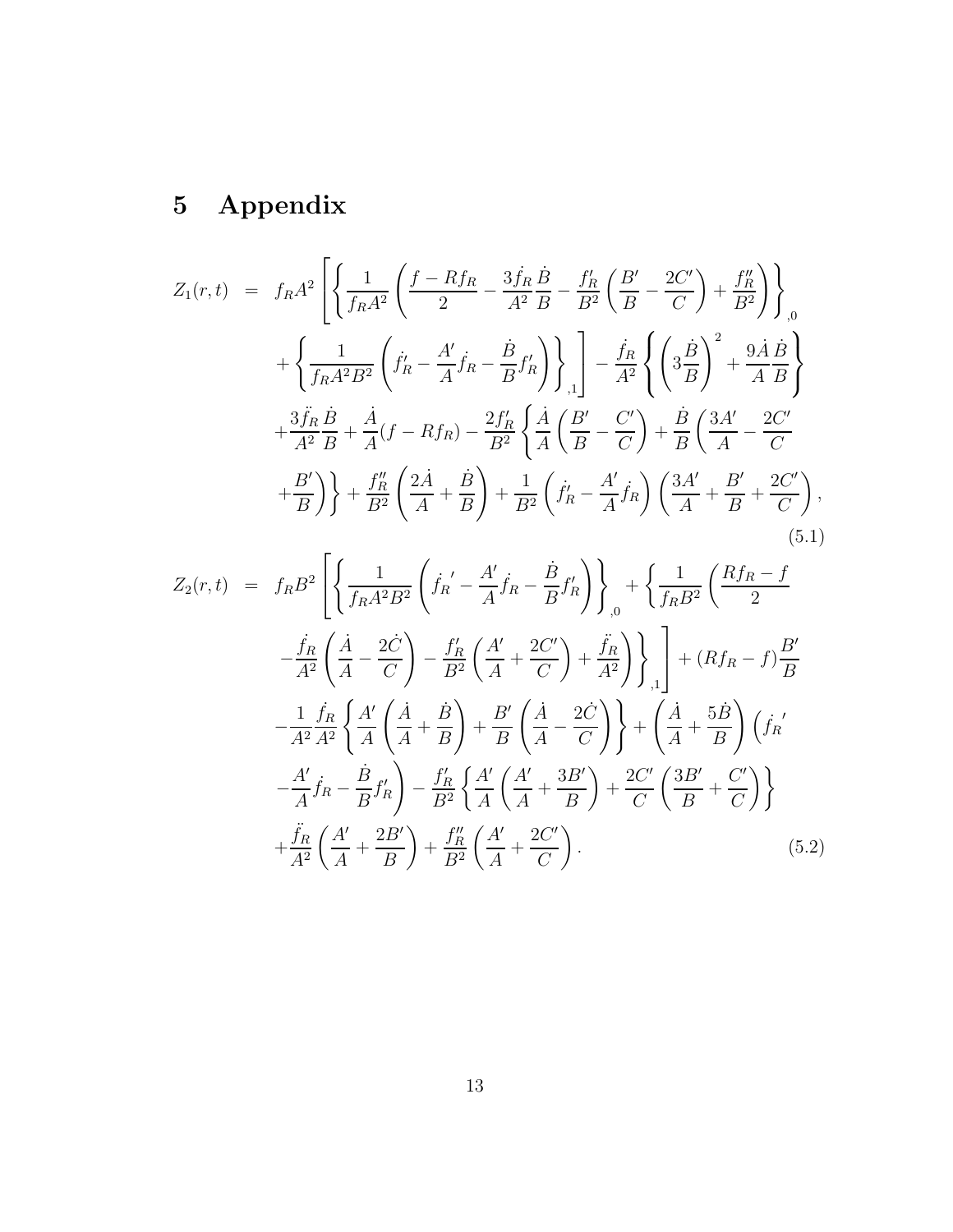# 5 Appendix

$$
\begin{aligned}
Z_1(r,t) &= f_R A^2 \left[ \left\{ \frac{1}{f_R A^2} \left( \frac{f - R f_R}{2} - \frac{3\dot{f_R}}{A^2}\frac{\dot{B}}{B} - \frac{f_R'}{B^2}\left(\frac{B'}{B} - \frac{2C'}{C}\right) + \frac{f_R''}{B^2} \right) \right\}_{,0} \right. \\
&\left. + \left\{ \frac{1}{f_R A^2 B^2} \left( \dot{f_R'} - \frac{A'}{A}\dot{f_R} - \frac{\dot{B}}{B} f_R' \right) \right\}_{,1} \right] - \frac{\dot{f_R}}{A^2} \left\{ \left( 3\frac{\dot{B}}{B} \right)^2 + \frac{9\dot{A}}{A}\frac{\dot{B}}{B} \right\} \\
&+ \frac{3\ddot{f_R}}{A^2}\frac{\dot{B}}{B} + \frac{\dot{A}}{A}(f - R f_R) - \frac{2f_R'}{B^2} \left\{ \frac{\dot{A}}{A}\left( \frac{B'}{B} - \frac{C'}{C} \right) + \frac{\dot{B}}{B}\left( \frac{3A'}{A} - \frac{2C'}{C} \right. \right. \\
&\left. \left. + \frac{B'}{B} \right) \right\} + \frac{f_R''}{B^2}\left( \frac{2\dot{A}}{A} + \frac{\dot{B}}{B} \right) + \frac{1}{B^2}\left( \dot{f_R'} - \frac{A'}{A}\dot{f_R} \right)\left( \frac{3A'}{A} + \frac{B'}{B} + \frac{2C'}{C} \right),
\end{aligned} \tag{5.1}
$$

$$
\begin{aligned}
Z_2(r,t) &= f_R B^2 \left[ \left\{ \frac{1}{f_R A^2 B^2} \left( \dot{f_R}' - \frac{A'}{A}\dot{f_R} - \frac{\dot{B}}{B} f_R' \right) \right\}_{,0} + \left\{ \frac{1}{f_R B^2} \left( \frac{R f_R - f}{2} \right. \right. \right. \\
&\left. \left. \left. - \frac{\dot{f_R}}{A^2}\left( \frac{\dot{A}}{A} - \frac{2\dot{C}}{C} \right) - \frac{f_R'}{B^2}\left( \frac{A'}{A} + \frac{2C'}{C} \right) + \frac{\ddot{f_R}}{A^2} \right) \right\}_{,1} \right] + (R f_R - f)\frac{B'}{B} \\
&- \frac{1}{A^2}\frac{\dot{f_R}}{A^2} \left\{ \frac{A'}{A}\left( \frac{\dot{A}}{A} + \frac{\dot{B}}{B} \right) + \frac{B'}{B}\left( \frac{\dot{A}}{A} - \frac{2\dot{C}}{C} \right) \right\} + \left( \frac{\dot{A}}{A} + \frac{5\dot{B}}{B} \right) \left( \dot{f_R}' \right. \\
&\left. - \frac{A'}{A}\dot{f_R} - \frac{\dot{B}}{B} f_R' \right) - \frac{f_R'}{B^2} \left\{ \frac{A'}{A}\left( \frac{A'}{A} + \frac{3B'}{B} \right) + \frac{2C'}{C}\left( \frac{3B'}{B} + \frac{C'}{C} \right) \right\} \\
&+ \frac{\ddot{f_R}}{A^2}\left( \frac{A'}{A} + \frac{2B'}{B} \right) + \frac{f_R''}{B^2}\left( \frac{A'}{A} + \frac{2C'}{C} \right).
\end{aligned} \tag{5.2}
$$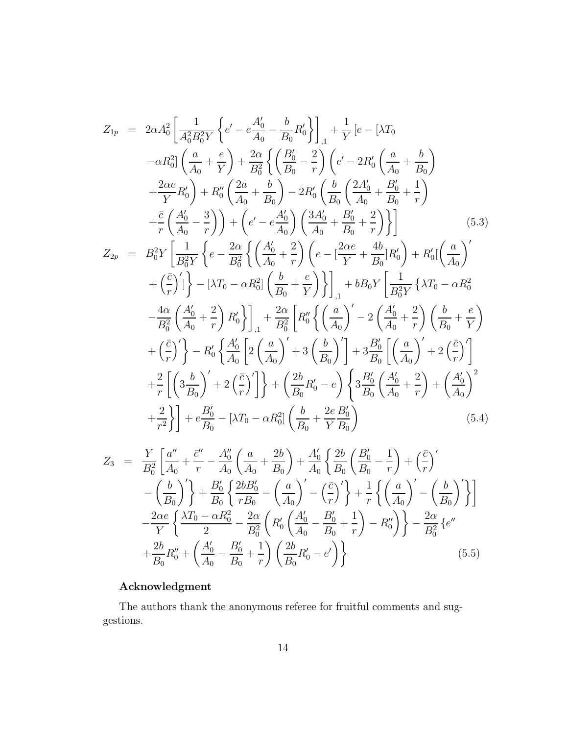$$
\begin{aligned}
Z_{1p} &= 2\alpha A_0^2\left[\frac{1}{A_0^2B_0^2Y}\left\{e'-e\frac{A_0'}{A_0}-\frac{b}{B_0}R_0'\right\}\right]_{,1}+\frac{1}{Y}\left[e-[\lambda T_0\right.\\
&\quad -\alpha R_0^2]\left(\frac{a}{A_0}+\frac{e}{Y}\right)+\frac{2\alpha}{B_0^2}\left\{\left(\frac{B_0'}{B_0}-\frac{2}{r}\right)\left(e'-2R_0'\left(\frac{a}{A_0}+\frac{b}{B_0}\right)\right.\right.\\
&\quad +\frac{2\alpha e}{Y}R_0'\Big)+R_0''\left(\frac{2a}{A_0}+\frac{b}{B_0}\right)-2R_0'\left(\frac{b}{B_0}\left(\frac{2A_0'}{A_0}+\frac{B_0'}{B_0}+\frac{1}{r}\right)\right.\\
&\quad \left.\left.\left.+\frac{\bar{c}}{r}\left(\frac{A_0'}{A_0}-\frac{3}{r}\right)\right)+\left(e'-e\frac{A_0'}{A_0}\right)\left(\frac{3A_0'}{A_0}+\frac{B_0'}{B_0}+\frac{2}{r}\right)\right\}\right] \qquad (5.3)
\end{aligned}
$$

$$
\begin{aligned}
Z_{2p} &= B_0^2Y\left[\frac{1}{B_0^2Y}\left\{e-\frac{2\alpha}{B_0^2}\left\{\left(\frac{A_0'}{A_0}+\frac{2}{r}\right)\left(e-[\frac{2\alpha e}{Y}+\frac{4b}{B_0}]R_0'\right)+R_0'[\left(\frac{a}{A_0}\right)'\right.\right.\right.\\
&\quad \left.\left.\left.+\left(\frac{\bar{c}}{r}\right)']\right\}-[\lambda T_0-\alpha R_0^2]\left(\frac{b}{B_0}+\frac{e}{Y}\right)\right\}\right]_{,1}+bB_0Y\left[\frac{1}{B_0^2Y}\left\{\lambda T_0-\alpha R_0^2\right.\right.\\
&\quad \left.\left.-\frac{4\alpha}{B_0^2}\left(\frac{A_0'}{A_0}+\frac{2}{r}\right)R_0'\right\}\right]_{,1}+\frac{2\alpha}{B_0^2}\left[R_0''\left\{\left(\frac{a}{A_0}\right)'-2\left(\frac{A_0'}{A_0}+\frac{2}{r}\right)\left(\frac{b}{B_0}+\frac{e}{Y}\right)\right.\right.\\
&\quad \left.+\left(\frac{\bar{c}}{r}\right)'\right\}-R_0'\left\{\frac{A_0'}{A_0}\left[2\left(\frac{a}{A_0}\right)'+3\left(\frac{b}{B_0}\right)'\right]+3\frac{B_0'}{B_0}\left[\left(\frac{a}{A_0}\right)'+2\left(\frac{\bar{c}}{r}\right)'\right]\right.\\
&\quad \left.+\frac{2}{r}\left[\left(3\frac{b}{B_0}\right)'+2\left(\frac{\bar{c}}{r}\right)'\right]\right\}+\left(\frac{2b}{B_0}R_0'-e\right)\left\{3\frac{B_0'}{B_0}\left(\frac{A_0'}{A_0}+\frac{2}{r}\right)+\left(\frac{A_0'}{A_0}\right)^2\right.\\
&\quad \left.\left.+\frac{2}{r^2}\right\}\right]+e\frac{B_0'}{B_0}-[\lambda T_0-\alpha R_0^2]\left(\frac{b}{B_0}+\frac{2e}{Y}\frac{B_0'}{B_0}\right) \qquad (5.4)
\end{aligned}
$$

$$
\begin{aligned}
Z_3 &= \frac{Y}{B_0^2}\left[\frac{a''}{A_0}+\frac{\bar{c}''}{r}-\frac{A_0''}{A_0}\left(\frac{a}{A_0}+\frac{2b}{B_0}\right)+\frac{A_0'}{A_0}\left\{\frac{2b}{B_0}\left(\frac{B_0'}{B_0}-\frac{1}{r}\right)+\left(\frac{\bar{c}}{r}\right)'\right.\right.\\
&\quad \left.\left.-\left(\frac{b}{B_0}\right)'\right\}+\frac{B_0'}{B_0}\left\{\frac{2bB_0'}{rB_0}-\left(\frac{a}{A_0}\right)'-\left(\frac{\bar{c}}{r}\right)'\right\}+\frac{1}{r}\left\{\left(\frac{a}{A_0}\right)'-\left(\frac{b}{B_0}\right)'\right\}\right]\\
&\quad -\frac{2\alpha e}{Y}\left\{\frac{\lambda T_0-\alpha R_0^2}{2}-\frac{2\alpha}{B_0^2}\left(R_0'\left(\frac{A_0'}{A_0}-\frac{B_0'}{B_0}+\frac{1}{r}\right)-R_0''\right)\right\}-\frac{2\alpha}{B_0^2}\left\{e''\right.\\
&\quad \left.+\frac{2b}{B_0}R_0''+\left(\frac{A_0'}{A_0}-\frac{B_0'}{B_0}+\frac{1}{r}\right)\left(\frac{2b}{B_0}R_0'-e'\right)\right\} \qquad (5.5)
\end{aligned}
$$

## Acknowledgment

The authors thank the anonymous referee for fruitful comments and suggestions.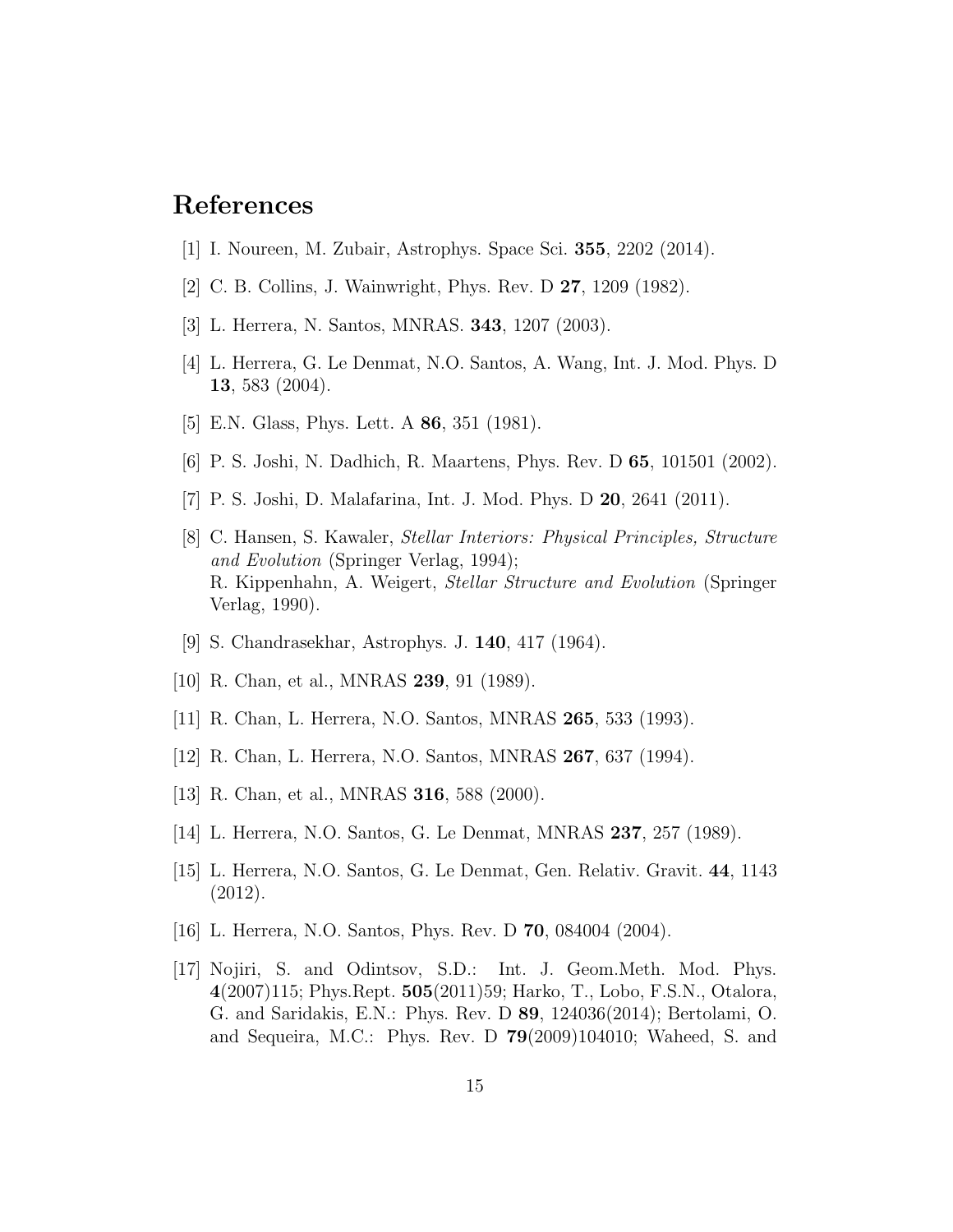# References

[1] I. Noureen, M. Zubair, Astrophys. Space Sci. **355**, 2202 (2014).

[2] C. B. Collins, J. Wainwright, Phys. Rev. D **27**, 1209 (1982).

[3] L. Herrera, N. Santos, MNRAS. **343**, 1207 (2003).

[4] L. Herrera, G. Le Denmat, N.O. Santos, A. Wang, Int. J. Mod. Phys. D **13**, 583 (2004).

[5] E.N. Glass, Phys. Lett. A **86**, 351 (1981).

[6] P. S. Joshi, N. Dadhich, R. Maartens, Phys. Rev. D **65**, 101501 (2002).

[7] P. S. Joshi, D. Malafarina, Int. J. Mod. Phys. D **20**, 2641 (2011).

[8] C. Hansen, S. Kawaler, *Stellar Interiors: Physical Principles, Structure and Evolution* (Springer Verlag, 1994);
R. Kippenhahn, A. Weigert, *Stellar Structure and Evolution* (Springer Verlag, 1990).

[9] S. Chandrasekhar, Astrophys. J. **140**, 417 (1964).

[10] R. Chan, et al., MNRAS **239**, 91 (1989).

[11] R. Chan, L. Herrera, N.O. Santos, MNRAS **265**, 533 (1993).

[12] R. Chan, L. Herrera, N.O. Santos, MNRAS **267**, 637 (1994).

[13] R. Chan, et al., MNRAS **316**, 588 (2000).

[14] L. Herrera, N.O. Santos, G. Le Denmat, MNRAS **237**, 257 (1989).

[15] L. Herrera, N.O. Santos, G. Le Denmat, Gen. Relativ. Gravit. **44**, 1143 (2012).

[16] L. Herrera, N.O. Santos, Phys. Rev. D **70**, 084004 (2004).

[17] Nojiri, S. and Odintsov, S.D.: Int. J. Geom.Meth. Mod. Phys. **4**(2007)115; Phys.Rept. **505**(2011)59; Harko, T., Lobo, F.S.N., Otalora, G. and Saridakis, E.N.: Phys. Rev. D **89**, 124036(2014); Bertolami, O. and Sequeira, M.C.: Phys. Rev. D **79**(2009)104010; Waheed, S. and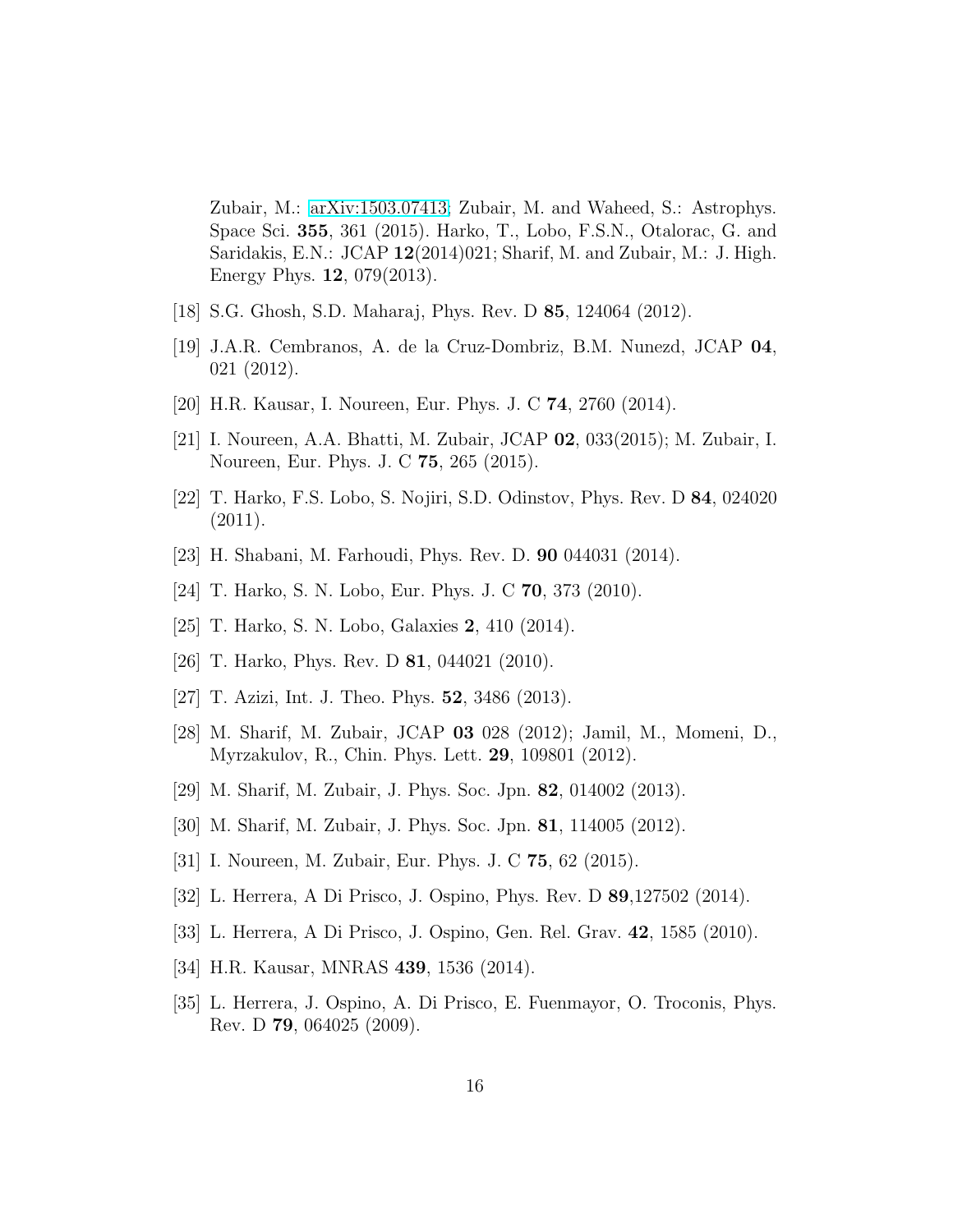Zubair, M.: arXiv:1503.07413; Zubair, M. and Waheed, S.: Astrophys. Space Sci. **355**, 361 (2015). Harko, T., Lobo, F.S.N., Otalorac, G. and Saridakis, E.N.: JCAP **12**(2014)021; Sharif, M. and Zubair, M.: J. High. Energy Phys. **12**, 079(2013).

[18] S.G. Ghosh, S.D. Maharaj, Phys. Rev. D **85**, 124064 (2012).

[19] J.A.R. Cembranos, A. de la Cruz-Dombriz, B.M. Nunezd, JCAP **04**, 021 (2012).

[20] H.R. Kausar, I. Noureen, Eur. Phys. J. C **74**, 2760 (2014).

[21] I. Noureen, A.A. Bhatti, M. Zubair, JCAP **02**, 033(2015); M. Zubair, I. Noureen, Eur. Phys. J. C **75**, 265 (2015).

[22] T. Harko, F.S. Lobo, S. Nojiri, S.D. Odinstov, Phys. Rev. D **84**, 024020 (2011).

[23] H. Shabani, M. Farhoudi, Phys. Rev. D. **90** 044031 (2014).

[24] T. Harko, S. N. Lobo, Eur. Phys. J. C **70**, 373 (2010).

[25] T. Harko, S. N. Lobo, Galaxies **2**, 410 (2014).

[26] T. Harko, Phys. Rev. D **81**, 044021 (2010).

[27] T. Azizi, Int. J. Theo. Phys. **52**, 3486 (2013).

[28] M. Sharif, M. Zubair, JCAP **03** 028 (2012); Jamil, M., Momeni, D., Myrzakulov, R., Chin. Phys. Lett. **29**, 109801 (2012).

[29] M. Sharif, M. Zubair, J. Phys. Soc. Jpn. **82**, 014002 (2013).

[30] M. Sharif, M. Zubair, J. Phys. Soc. Jpn. **81**, 114005 (2012).

[31] I. Noureen, M. Zubair, Eur. Phys. J. C **75**, 62 (2015).

[32] L. Herrera, A Di Prisco, J. Ospino, Phys. Rev. D **89**,127502 (2014).

[33] L. Herrera, A Di Prisco, J. Ospino, Gen. Rel. Grav. **42**, 1585 (2010).

[34] H.R. Kausar, MNRAS **439**, 1536 (2014).

[35] L. Herrera, J. Ospino, A. Di Prisco, E. Fuenmayor, O. Troconis, Phys. Rev. D **79**, 064025 (2009).